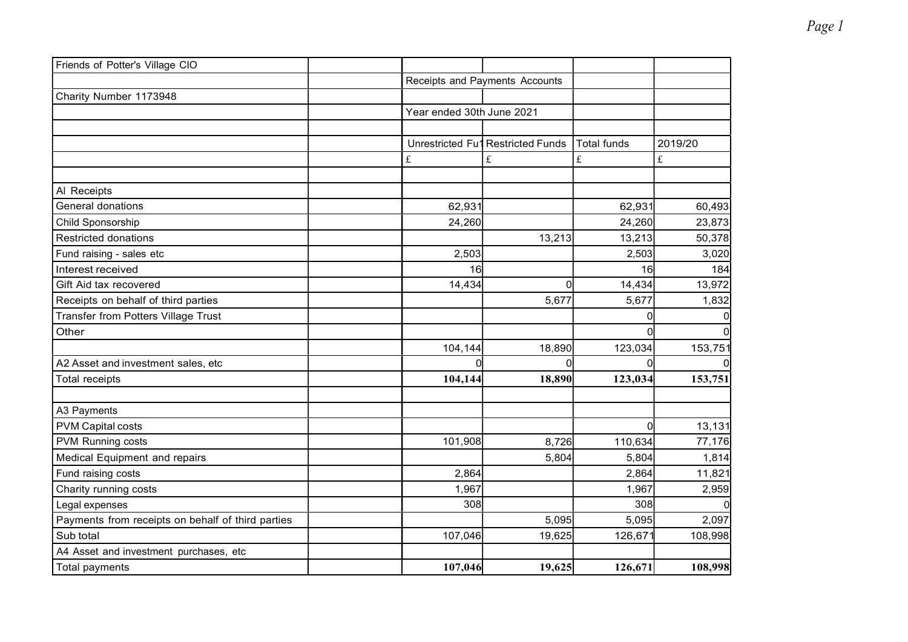| Friends of Potter's Village CIO | | | | | |
|---|---|---|---|---|---|
| | | Receipts and Payments Accounts | | | |
| Charity Number 1173948 | | | | | |
| | | Year ended 30th June 2021 | | | |
| | | | | | |
| | | Unrestricted Fu | Restricted Funds | Total funds | 2019/20 |
| | | £ | £ | £ | £ |
| | | | | | |
| Al Receipts | | | | | |
| General donations | | 62,931 | | 62,931 | 60,493 |
| Child Sponsorship | | 24,260 | | 24,260 | 23,873 |
| Restricted donations | | | 13,213 | 13,213 | 50,378 |
| Fund raising - sales etc | | 2,503 | | 2,503 | 3,020 |
| Interest received | | 16 | | 16 | 184 |
| Gift Aid tax recovered | | 14,434 | 0 | 14,434 | 13,972 |
| Receipts on behalf of third parties | | | 5,677 | 5,677 | 1,832 |
| Transfer from Potters Village Trust | | | | 0 | 0 |
| Other | | | | 0 | 0 |
| | | 104,144 | 18,890 | 123,034 | 153,751 |
| A2 Asset and investment sales, etc | | 0 | 0 | 0 | 0 |
| Total receipts | | **104,144** | **18,890** | **123,034** | **153,751** |
| | | | | | |
| A3 Payments | | | | | |
| PVM Capital costs | | | | 0 | 13,131 |
| PVM Running costs | | 101,908 | 8,726 | 110,634 | 77,176 |
| Medical Equipment and repairs | | | 5,804 | 5,804 | 1,814 |
| Fund raising costs | | 2,864 | | 2,864 | 11,821 |
| Charity running costs | | 1,967 | | 1,967 | 2,959 |
| Legal expenses | | 308 | | 308 | 0 |
| Payments from receipts on behalf of third parties | | | 5,095 | 5,095 | 2,097 |
| Sub total | | 107,046 | 19,625 | 126,671 | 108,998 |
| A4 Asset and investment purchases, etc | | | | | |
| Total payments | | **107,046** | **19,625** | **126,671** | **108,998** |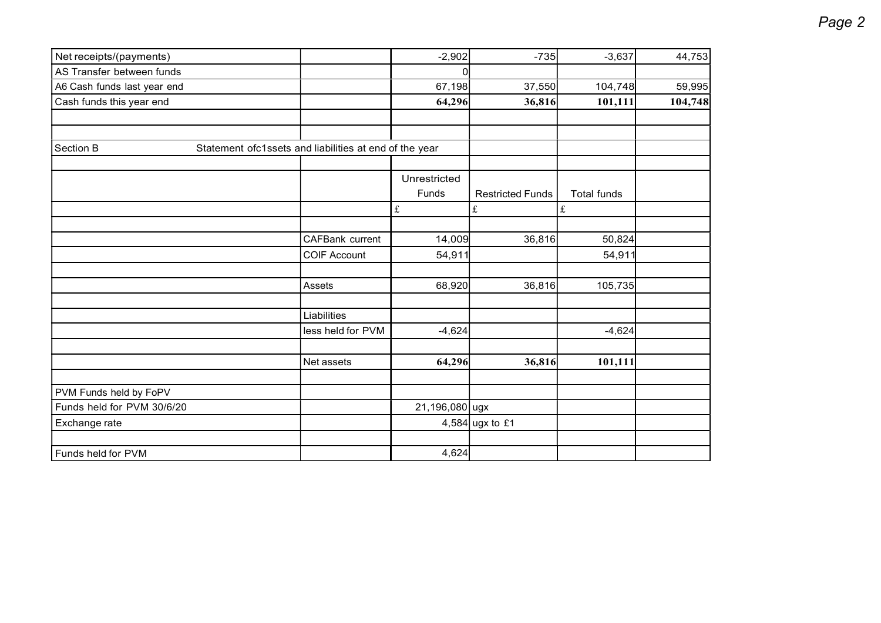| | | | | | |
|---|---|---|---|---|---|
| Net receipts/(payments) | | -2,902 | -735 | -3,637 | 44,753 |
| AS Transfer between funds | | 0 | | | |
| A6 Cash funds last year end | | 67,198 | 37,550 | 104,748 | 59,995 |
| Cash funds this year end | | **64,296** | **36,816** | **101,111** | **104,748** |
| | | | | | |
| | | | | | |
| Section B | Statement ofc1ssets and liabilities at end of the year | | | | |
| | | | | | |
| | | Unrestricted Funds | Restricted Funds | Total funds | |
| | | £ | £ | £ | |
| | | | | | |
| | CAFBank current | 14,009 | 36,816 | 50,824 | |
| | COIF Account | 54,911 | | 54,911 | |
| | | | | | |
| | Assets | 68,920 | 36,816 | 105,735 | |
| | | | | | |
| | Liabilities | | | | |
| | less held for PVM | -4,624 | | -4,624 | |
| | | | | | |
| | Net assets | **64,296** | **36,816** | **101,111** | |
| | | | | | |
| PVM Funds held by FoPV | | | | | |
| Funds held for PVM 30/6/20 | | 21,196,080 | ugx | | |
| Exchange rate | | 4,584 | ugx to £1 | | |
| | | | | | |
| Funds held for PVM | | 4,624 | | | |